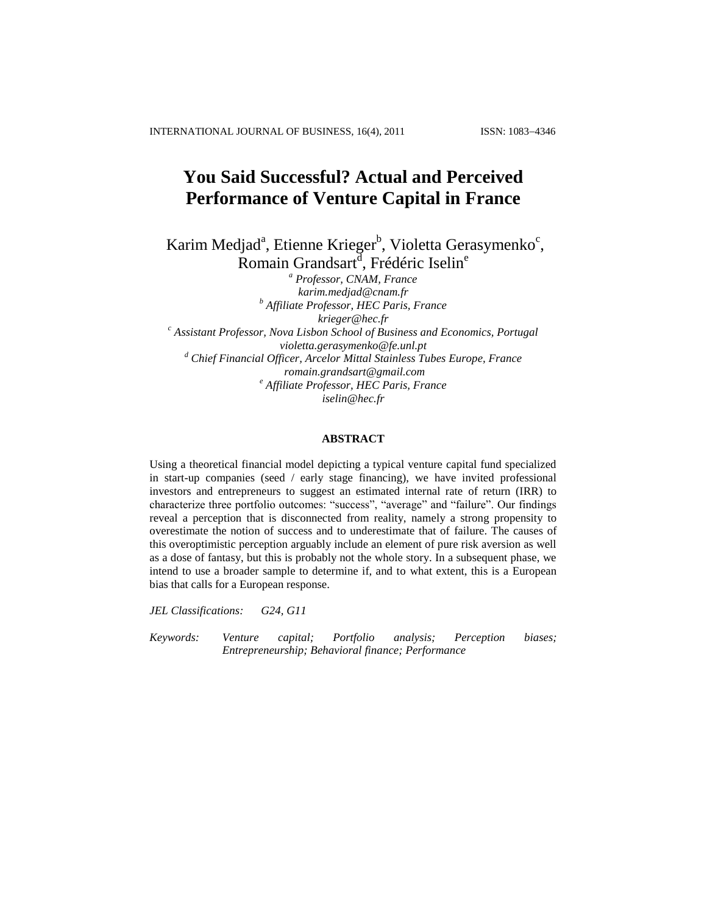# You Said Successful? Actual and Perceived Performance of Venture Capital in France

Karim Medjad[a], Etienne Krieger[b], Violetta Gerasymenko[c], Romain Grandsart[d], Frédéric Iselin[e]

[a] *Professor, CNAM, France*
*karim.medjad@cnam.fr*
[b] *Affiliate Professor, HEC Paris, France*
*krieger@hec.fr*
[c] *Assistant Professor, Nova Lisbon School of Business and Economics, Portugal*
*violetta.gerasymenko@fe.unl.pt*
[d] *Chief Financial Officer, Arcelor Mittal Stainless Tubes Europe, France*
*romain.grandsart@gmail.com*
[e] *Affiliate Professor, HEC Paris, France*
*iselin@hec.fr*

**ABSTRACT**

Using a theoretical financial model depicting a typical venture capital fund specialized in start-up companies (seed / early stage financing), we have invited professional investors and entrepreneurs to suggest an estimated internal rate of return (IRR) to characterize three portfolio outcomes: "success", "average" and "failure". Our findings reveal a perception that is disconnected from reality, namely a strong propensity to overestimate the notion of success and to underestimate that of failure. The causes of this overoptimistic perception arguably include an element of pure risk aversion as well as a dose of fantasy, but this is probably not the whole story. In a subsequent phase, we intend to use a broader sample to determine if, and to what extent, this is a European bias that calls for a European response.

*JEL Classifications:* *G24, G11*

*Keywords:* *Venture capital; Portfolio analysis; Perception biases; Entrepreneurship; Behavioral finance; Performance*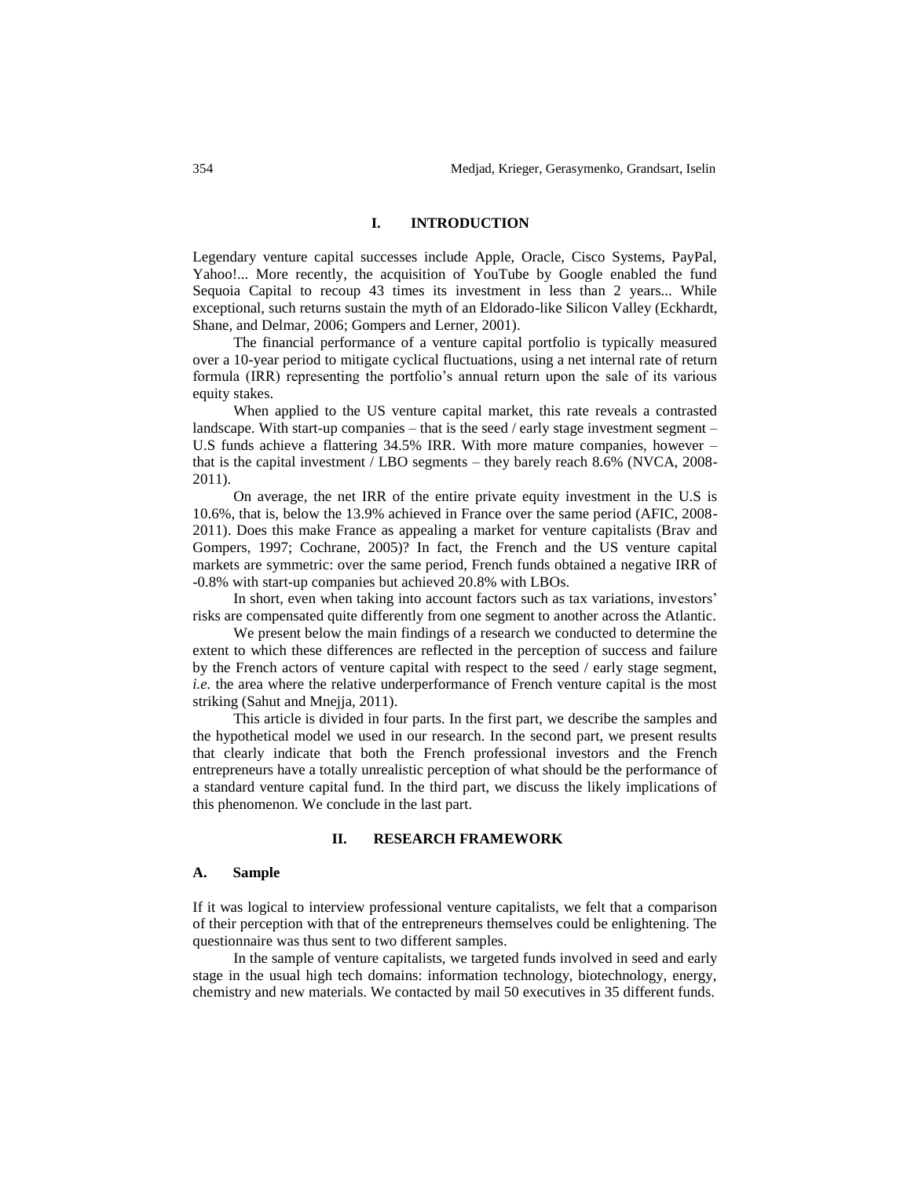## I. INTRODUCTION

Legendary venture capital successes include Apple, Oracle, Cisco Systems, PayPal, Yahoo!... More recently, the acquisition of YouTube by Google enabled the fund Sequoia Capital to recoup 43 times its investment in less than 2 years... While exceptional, such returns sustain the myth of an Eldorado-like Silicon Valley (Eckhardt, Shane, and Delmar, 2006; Gompers and Lerner, 2001).

The financial performance of a venture capital portfolio is typically measured over a 10-year period to mitigate cyclical fluctuations, using a net internal rate of return formula (IRR) representing the portfolio's annual return upon the sale of its various equity stakes.

When applied to the US venture capital market, this rate reveals a contrasted landscape. With start-up companies – that is the seed / early stage investment segment – U.S funds achieve a flattering 34.5% IRR. With more mature companies, however – that is the capital investment / LBO segments – they barely reach 8.6% (NVCA, 2008-2011).

On average, the net IRR of the entire private equity investment in the U.S is 10.6%, that is, below the 13.9% achieved in France over the same period (AFIC, 2008-2011). Does this make France as appealing a market for venture capitalists (Brav and Gompers, 1997; Cochrane, 2005)? In fact, the French and the US venture capital markets are symmetric: over the same period, French funds obtained a negative IRR of -0.8% with start-up companies but achieved 20.8% with LBOs.

In short, even when taking into account factors such as tax variations, investors' risks are compensated quite differently from one segment to another across the Atlantic.

We present below the main findings of a research we conducted to determine the extent to which these differences are reflected in the perception of success and failure by the French actors of venture capital with respect to the seed / early stage segment, *i.e.* the area where the relative underperformance of French venture capital is the most striking (Sahut and Mnejja, 2011).

This article is divided in four parts. In the first part, we describe the samples and the hypothetical model we used in our research. In the second part, we present results that clearly indicate that both the French professional investors and the French entrepreneurs have a totally unrealistic perception of what should be the performance of a standard venture capital fund. In the third part, we discuss the likely implications of this phenomenon. We conclude in the last part.

## II. RESEARCH FRAMEWORK

### A. Sample

If it was logical to interview professional venture capitalists, we felt that a comparison of their perception with that of the entrepreneurs themselves could be enlightening. The questionnaire was thus sent to two different samples.

In the sample of venture capitalists, we targeted funds involved in seed and early stage in the usual high tech domains: information technology, biotechnology, energy, chemistry and new materials. We contacted by mail 50 executives in 35 different funds.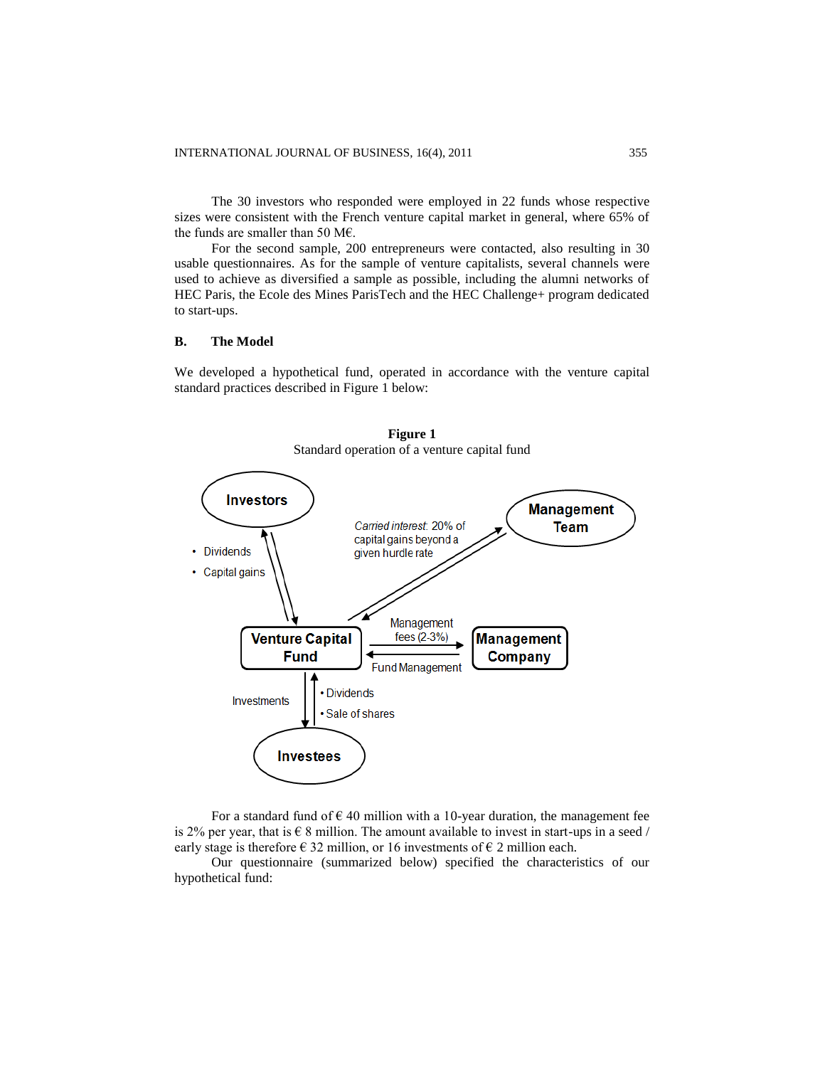The 30 investors who responded were employed in 22 funds whose respective sizes were consistent with the French venture capital market in general, where 65% of the funds are smaller than 50 M€.

For the second sample, 200 entrepreneurs were contacted, also resulting in 30 usable questionnaires. As for the sample of venture capitalists, several channels were used to achieve as diversified a sample as possible, including the alumni networks of HEC Paris, the Ecole des Mines ParisTech and the HEC Challenge+ program dedicated to start-ups.

## B. The Model

We developed a hypothetical fund, operated in accordance with the venture capital standard practices described in Figure 1 below:

**Figure 1**
Standard operation of a venture capital fund

Investors

- Dividends
- Capital gains

Management Team

*Carried interest*: 20% of capital gains beyond a given hurdle rate

Venture Capital Fund

Management fees (2-3%)

Fund Management

Management Company

Investments

- Dividends
- Sale of shares

Investees

For a standard fund of € 40 million with a 10-year duration, the management fee is 2% per year, that is € 8 million. The amount available to invest in start-ups in a seed / early stage is therefore € 32 million, or 16 investments of € 2 million each.

Our questionnaire (summarized below) specified the characteristics of our hypothetical fund: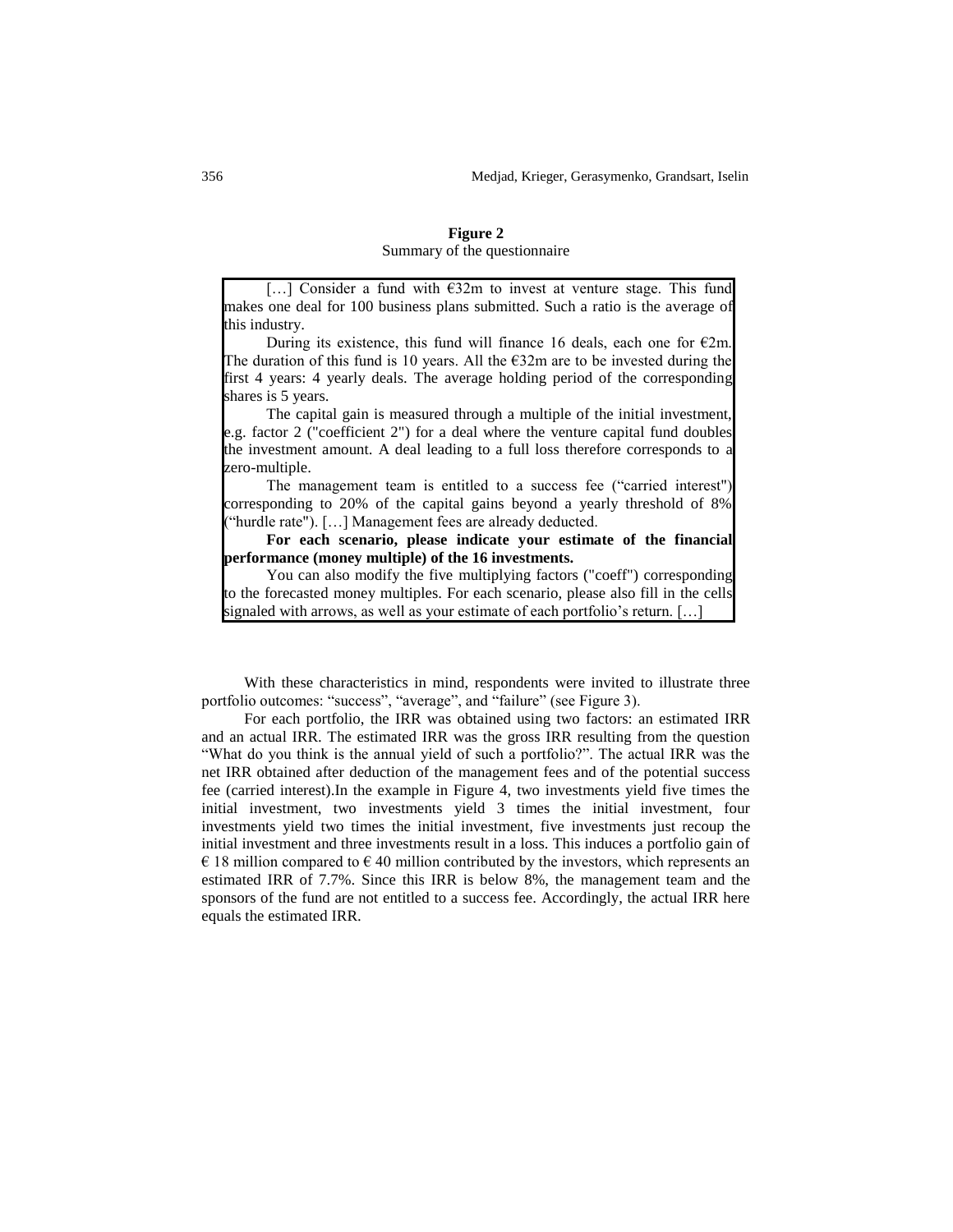**Figure 2**

Summary of the questionnaire

> […] Consider a fund with €32m to invest at venture stage. This fund makes one deal for 100 business plans submitted. Such a ratio is the average of this industry.
>
> During its existence, this fund will finance 16 deals, each one for €2m. The duration of this fund is 10 years. All the €32m are to be invested during the first 4 years: 4 yearly deals. The average holding period of the corresponding shares is 5 years.
>
> The capital gain is measured through a multiple of the initial investment, e.g. factor 2 ("coefficient 2") for a deal where the venture capital fund doubles the investment amount. A deal leading to a full loss therefore corresponds to a zero-multiple.
>
> The management team is entitled to a success fee ("carried interest") corresponding to 20% of the capital gains beyond a yearly threshold of 8% ("hurdle rate"). […] Management fees are already deducted.
>
> **For each scenario, please indicate your estimate of the financial performance (money multiple) of the 16 investments.**
>
> You can also modify the five multiplying factors ("coeff") corresponding to the forecasted money multiples. For each scenario, please also fill in the cells signaled with arrows, as well as your estimate of each portfolio's return. […]

With these characteristics in mind, respondents were invited to illustrate three portfolio outcomes: "success", "average", and "failure" (see Figure 3).

For each portfolio, the IRR was obtained using two factors: an estimated IRR and an actual IRR. The estimated IRR was the gross IRR resulting from the question "What do you think is the annual yield of such a portfolio?". The actual IRR was the net IRR obtained after deduction of the management fees and of the potential success fee (carried interest).In the example in Figure 4, two investments yield five times the initial investment, two investments yield 3 times the initial investment, four investments yield two times the initial investment, five investments just recoup the initial investment and three investments result in a loss. This induces a portfolio gain of € 18 million compared to € 40 million contributed by the investors, which represents an estimated IRR of 7.7%. Since this IRR is below 8%, the management team and the sponsors of the fund are not entitled to a success fee. Accordingly, the actual IRR here equals the estimated IRR.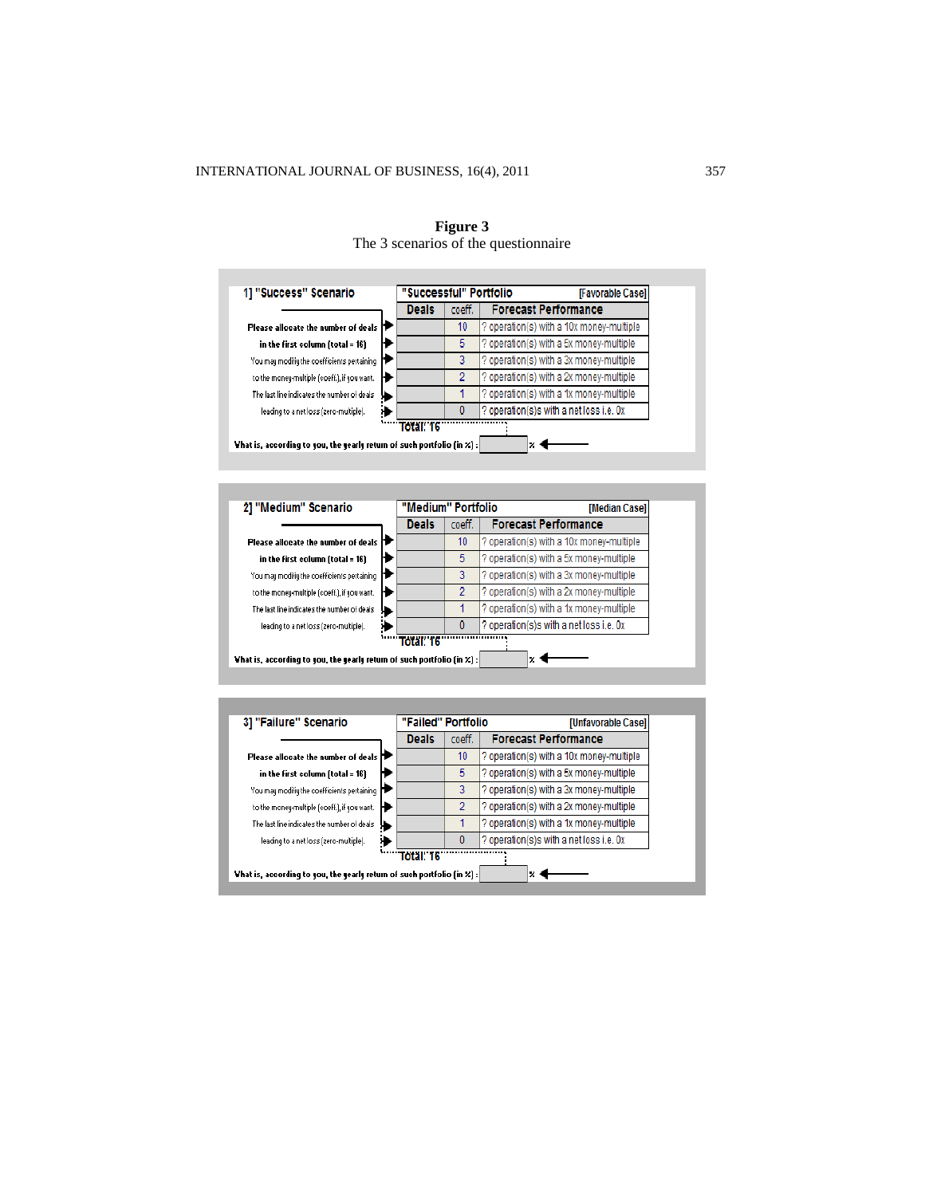**Figure 3**
The 3 scenarios of the questionnaire

**1] "Success" Scenario**

Please allocate the number of deals in the first column (total = 16)
You may modify the coefficients pertaining to the money-multiple (coeff.), if you want.
The last line indicates the number of deals leading to a net loss (zero-multiple).

| "Successful" Portfolio | | [Favorable Case] |
|---|---|---|
| **Deals** | coeff. | **Forecast Performance** |
| | 10 | ? operation(s) with a 10x money-multiple |
| | 5 | ? operation(s) with a 5x money-multiple |
| | 3 | ? operation(s) with a 3x money-multiple |
| | 2 | ? operation(s) with a 2x money-multiple |
| | 1 | ? operation(s) with a 1x money-multiple |
| | 0 | ? operation(s)s with a net loss i.e. 0x |
| Total: 16 | | |

What is, according to you, the yearly return of such portfolio (in %) : ______ %

**2] "Medium" Scenario**

Please allocate the number of deals in the first column (total = 16)
You may modify the coefficients pertaining to the money-multiple (coeff.), if you want.
The last line indicates the number of deals leading to a net loss (zero-multiple).

| "Medium" Portfolio | | [Median Case] |
|---|---|---|
| **Deals** | coeff. | **Forecast Performance** |
| | 10 | ? operation(s) with a 10x money-multiple |
| | 5 | ? operation(s) with a 5x money-multiple |
| | 3 | ? operation(s) with a 3x money-multiple |
| | 2 | ? operation(s) with a 2x money-multiple |
| | 1 | ? operation(s) with a 1x money-multiple |
| | 0 | ? operation(s)s with a net loss i.e. 0x |
| Total: 16 | | |

What is, according to you, the yearly return of such portfolio (in %) : ______ %

**3] "Failure" Scenario**

Please allocate the number of deals in the first column (total = 16)
You may modify the coefficients pertaining to the money-multiple (coeff.), if you want.
The last line indicates the number of deals leading to a net loss (zero-multiple).

| "Failed" Portfolio | | [Unfavorable Case] |
|---|---|---|
| **Deals** | coeff. | **Forecast Performance** |
| | 10 | ? operation(s) with a 10x money-multiple |
| | 5 | ? operation(s) with a 5x money-multiple |
| | 3 | ? operation(s) with a 3x money-multiple |
| | 2 | ? operation(s) with a 2x money-multiple |
| | 1 | ? operation(s) with a 1x money-multiple |
| | 0 | ? operation(s)s with a net loss i.e. 0x |
| Total: 16 | | |

What is, according to you, the yearly return of such portfolio (in %) : ______ %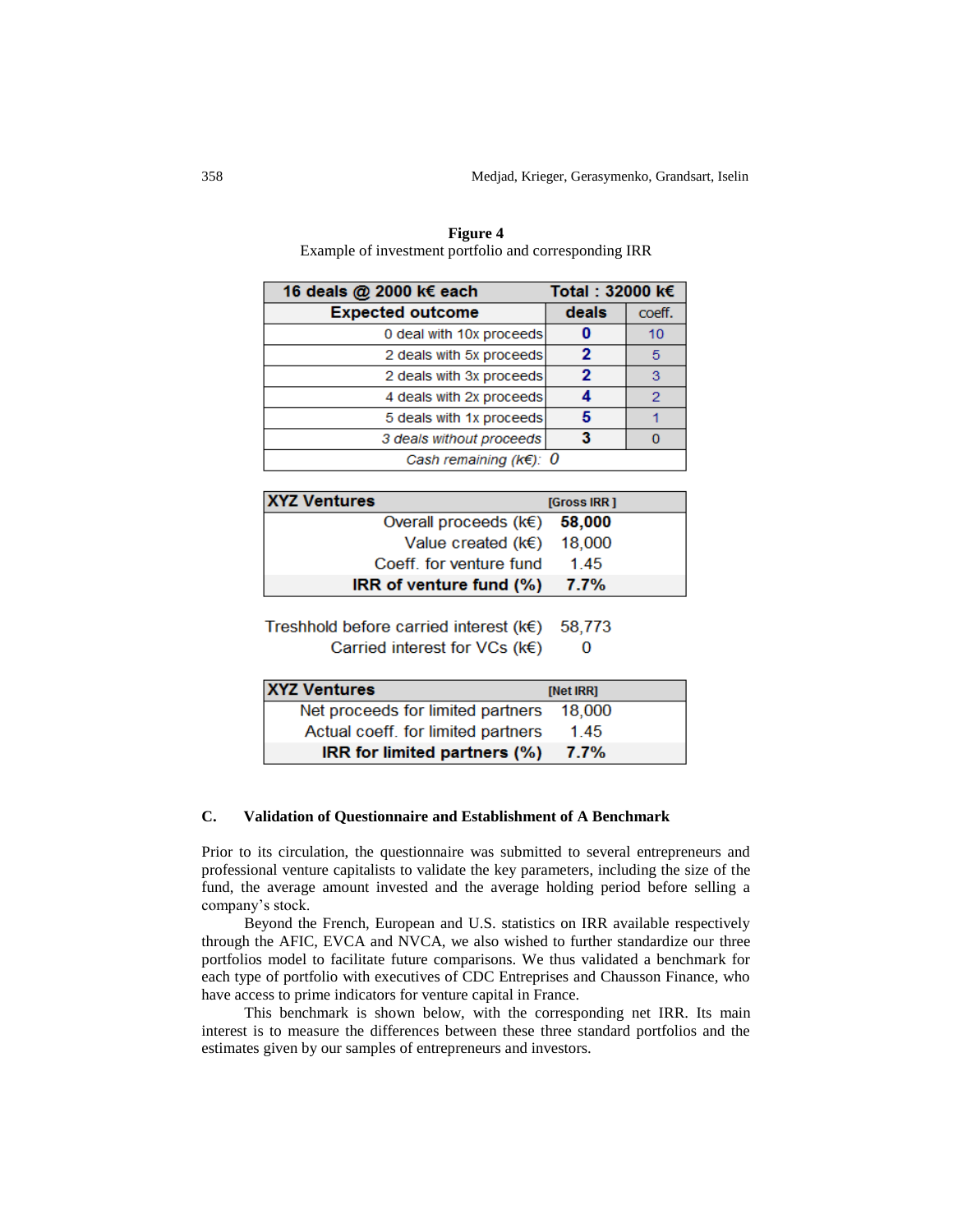**Figure 4**
Example of investment portfolio and corresponding IRR

| 16 deals @ 2000 k€ each | Total : 32000 k€ | |
|---|---|---|
| **Expected outcome** | **deals** | coeff. |
| 0 deal with 10x proceeds | **0** | 10 |
| 2 deals with 5x proceeds | **2** | 5 |
| 2 deals with 3x proceeds | **2** | 3 |
| 4 deals with 2x proceeds | **4** | 2 |
| 5 deals with 1x proceeds | **5** | 1 |
| *3 deals without proceeds* | **3** | 0 |
| *Cash remaining (k€):* | *0* | |

| XYZ Ventures | [Gross IRR] |
|---|---|
| Overall proceeds (k€) | **58,000** |
| Value created (k€) | 18,000 |
| Coeff. for venture fund | 1.45 |
| **IRR of venture fund (%)** | **7.7%** |

| | |
|---|---|
| Treshhold before carried interest (k€) | 58,773 |
| Carried interest for VCs (k€) | 0 |

| XYZ Ventures | [Net IRR] |
|---|---|
| Net proceeds for limited partners | 18,000 |
| Actual coeff. for limited partners | 1.45 |
| **IRR for limited partners (%)** | **7.7%** |

### C. Validation of Questionnaire and Establishment of A Benchmark

Prior to its circulation, the questionnaire was submitted to several entrepreneurs and professional venture capitalists to validate the key parameters, including the size of the fund, the average amount invested and the average holding period before selling a company's stock.

Beyond the French, European and U.S. statistics on IRR available respectively through the AFIC, EVCA and NVCA, we also wished to further standardize our three portfolios model to facilitate future comparisons. We thus validated a benchmark for each type of portfolio with executives of CDC Entreprises and Chausson Finance, who have access to prime indicators for venture capital in France.

This benchmark is shown below, with the corresponding net IRR. Its main interest is to measure the differences between these three standard portfolios and the estimates given by our samples of entrepreneurs and investors.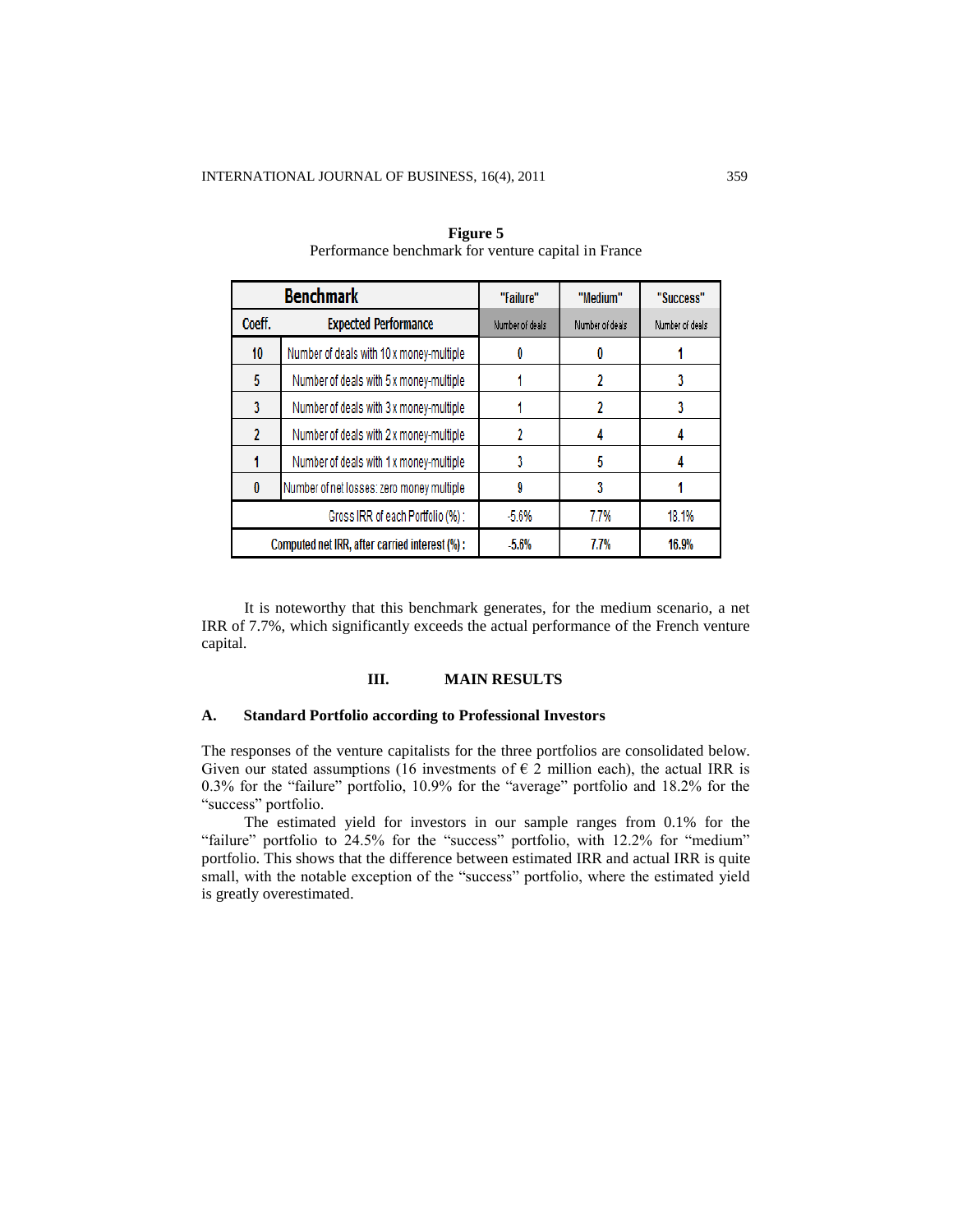**Figure 5**
Performance benchmark for venture capital in France

| Benchmark | | "Failure" | "Medium" | "Success" |
|---|---|---|---|---|
| Coeff. | Expected Performance | Number of deals | Number of deals | Number of deals |
| 10 | Number of deals with 10 x money-multiple | 0 | 0 | 1 |
| 5 | Number of deals with 5 x money-multiple | 1 | 2 | 3 |
| 3 | Number of deals with 3 x money-multiple | 1 | 2 | 3 |
| 2 | Number of deals with 2 x money-multiple | 2 | 4 | 4 |
| 1 | Number of deals with 1 x money-multiple | 3 | 5 | 4 |
| 0 | Number of net losses: zero money multiple | 9 | 3 | 1 |
| Gross IRR of each Portfolio (%): | | -5.6% | 7.7% | 18.1% |
| Computed net IRR, after carried interest (%): | | -5.6% | 7.7% | 16.9% |

It is noteworthy that this benchmark generates, for the medium scenario, a net IRR of 7.7%, which significantly exceeds the actual performance of the French venture capital.

## III. MAIN RESULTS

### A. Standard Portfolio according to Professional Investors

The responses of the venture capitalists for the three portfolios are consolidated below. Given our stated assumptions (16 investments of € 2 million each), the actual IRR is 0.3% for the "failure" portfolio, 10.9% for the "average" portfolio and 18.2% for the "success" portfolio.

The estimated yield for investors in our sample ranges from 0.1% for the "failure" portfolio to 24.5% for the "success" portfolio, with 12.2% for "medium" portfolio. This shows that the difference between estimated IRR and actual IRR is quite small, with the notable exception of the "success" portfolio, where the estimated yield is greatly overestimated.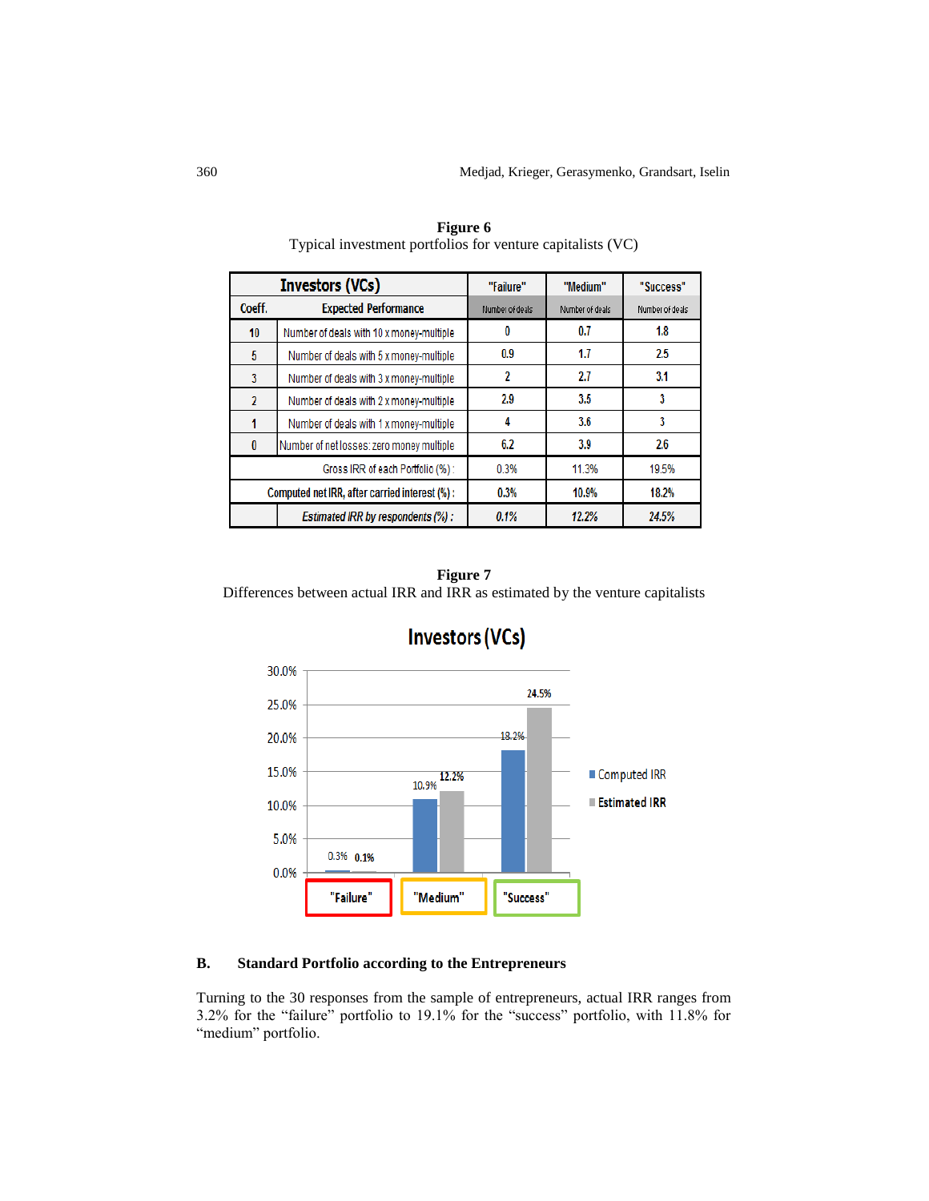**Figure 6**
Typical investment portfolios for venture capitalists (VC)

| Investors (VCs) | | "Failure" | "Medium" | "Success" |
|---|---|---|---|---|
| Coeff. | Expected Performance | Number of deals | Number of deals | Number of deals |
| 10 | Number of deals with 10 x money-multiple | 0 | 0.7 | 1.8 |
| 5 | Number of deals with 5 x money-multiple | 0.9 | 1.7 | 2.5 |
| 3 | Number of deals with 3 x money-multiple | 2 | 2.7 | 3.1 |
| 2 | Number of deals with 2 x money-multiple | 2.9 | 3.5 | 3 |
| 1 | Number of deals with 1 x money-multiple | 4 | 3.6 | 3 |
| 0 | Number of net losses: zero money multiple | 6.2 | 3.9 | 2.6 |
| | Gross IRR of each Portfolio (%) : | 0.3% | 11.3% | 19.5% |
| | Computed net IRR, after carried interest (%) : | 0.3% | 10.9% | 18.2% |
| | *Estimated IRR by respondents (%) :* | *0.1%* | *12.2%* | *24.5%* |

**Figure 7**
Differences between actual IRR and IRR as estimated by the venture capitalists

**Investors (VCs)**

| | "Failure" | "Medium" | "Success" |
|---|---|---|---|
| Computed IRR | 0.3% | 10.9% | 18.2% |
| Estimated IRR | 0.1% | 12.2% | 24.5% |

### B. Standard Portfolio according to the Entrepreneurs

Turning to the 30 responses from the sample of entrepreneurs, actual IRR ranges from 3.2% for the "failure" portfolio to 19.1% for the "success" portfolio, with 11.8% for "medium" portfolio.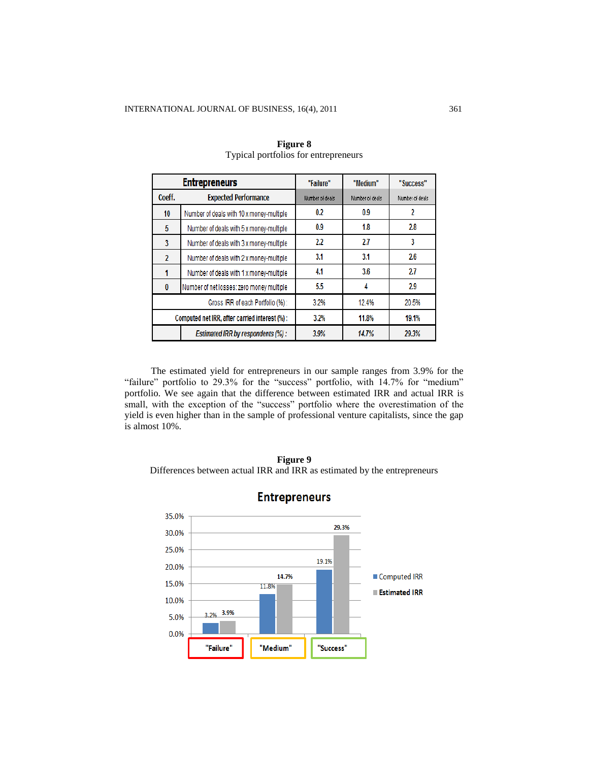**Figure 8**
Typical portfolios for entrepreneurs

| **Entrepreneurs** | | "Failure" | "Medium" | "Success" |
|---|---|---|---|---|
| **Coeff.** | **Expected Performance** | Number of deals | Number of deals | Number of deals |
| **10** | Number of deals with 10 x money-multiple | 0.2 | 0.9 | 2 |
| **5** | Number of deals with 5 x money-multiple | 0.9 | 1.8 | 2.8 |
| **3** | Number of deals with 3 x money-multiple | 2.2 | 2.7 | 3 |
| **2** | Number of deals with 2 x money-multiple | 3.1 | 3.1 | 2.6 |
| **1** | Number of deals with 1 x money-multiple | 4.1 | 3.6 | 2.7 |
| **0** | Number of net losses: zero money multiple | 5.5 | 4 | 2.9 |
| | Gross IRR of each Portfolio (%): | 3.2% | 12.4% | 20.5% |
| | **Computed net IRR, after carried interest (%):** | **3.2%** | **11.8%** | **19.1%** |
| | ***Estimated IRR by respondents (%):*** | ***3.9%*** | ***14.7%*** | ***29.3%*** |

The estimated yield for entrepreneurs in our sample ranges from 3.9% for the "failure" portfolio to 29.3% for the "success" portfolio, with 14.7% for "medium" portfolio. We see again that the difference between estimated IRR and actual IRR is small, with the exception of the "success" portfolio where the overestimation of the yield is even higher than in the sample of professional venture capitalists, since the gap is almost 10%.

**Figure 9**
Differences between actual IRR and IRR as estimated by the entrepreneurs

**Entrepreneurs**

| | "Failure" | "Medium" | "Success" |
|---|---|---|---|
| Computed IRR | 3.2% | 11.8% | 19.1% |
| Estimated IRR | 3.9% | 14.7% | 29.3% |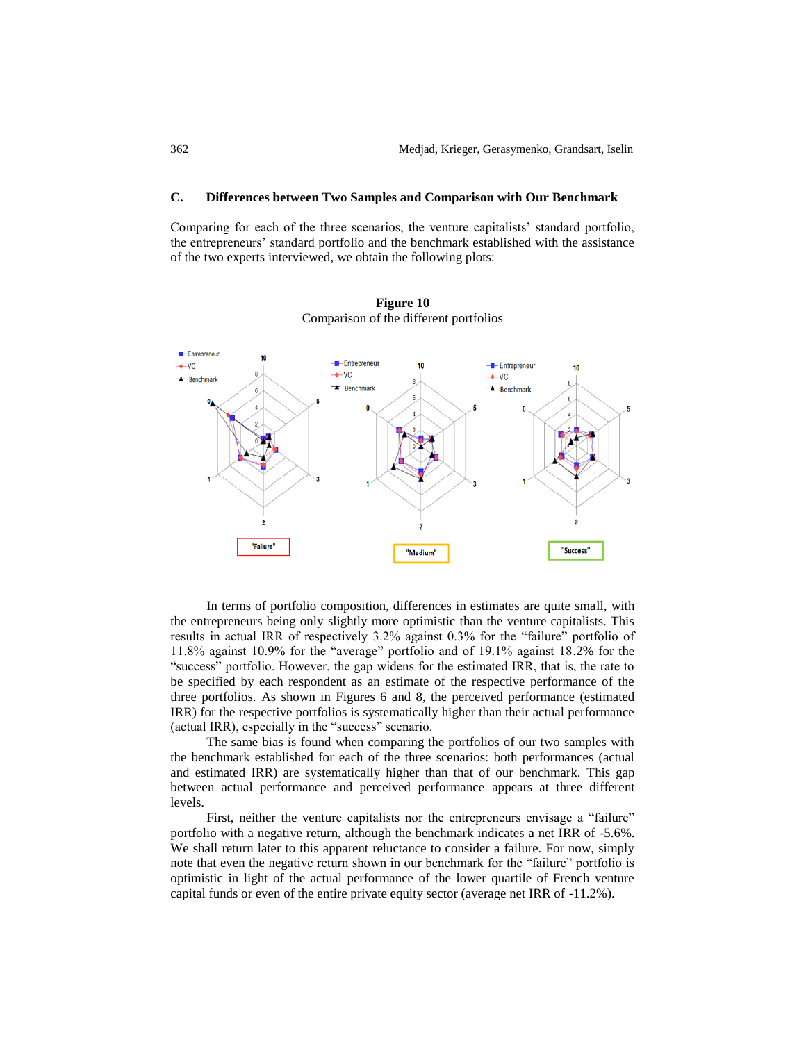### C. Differences between Two Samples and Comparison with Our Benchmark

Comparing for each of the three scenarios, the venture capitalists' standard portfolio, the entrepreneurs' standard portfolio and the benchmark established with the assistance of the two experts interviewed, we obtain the following plots:

**Figure 10**

Comparison of the different portfolios

In terms of portfolio composition, differences in estimates are quite small, with the entrepreneurs being only slightly more optimistic than the venture capitalists. This results in actual IRR of respectively 3.2% against 0.3% for the "failure" portfolio of 11.8% against 10.9% for the "average" portfolio and of 19.1% against 18.2% for the "success" portfolio. However, the gap widens for the estimated IRR, that is, the rate to be specified by each respondent as an estimate of the respective performance of the three portfolios. As shown in Figures 6 and 8, the perceived performance (estimated IRR) for the respective portfolios is systematically higher than their actual performance (actual IRR), especially in the "success" scenario.

The same bias is found when comparing the portfolios of our two samples with the benchmark established for each of the three scenarios: both performances (actual and estimated IRR) are systematically higher than that of our benchmark. This gap between actual performance and perceived performance appears at three different levels.

First, neither the venture capitalists nor the entrepreneurs envisage a "failure" portfolio with a negative return, although the benchmark indicates a net IRR of -5.6%. We shall return later to this apparent reluctance to consider a failure. For now, simply note that even the negative return shown in our benchmark for the "failure" portfolio is optimistic in light of the actual performance of the lower quartile of French venture capital funds or even of the entire private equity sector (average net IRR of -11.2%).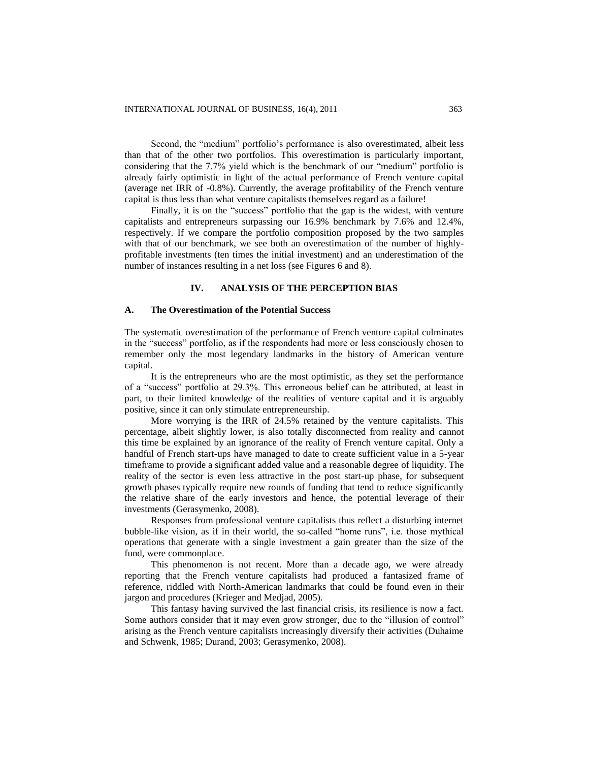Second, the "medium" portfolio's performance is also overestimated, albeit less than that of the other two portfolios. This overestimation is particularly important, considering that the 7.7% yield which is the benchmark of our "medium" portfolio is already fairly optimistic in light of the actual performance of French venture capital (average net IRR of -0.8%). Currently, the average profitability of the French venture capital is thus less than what venture capitalists themselves regard as a failure!

Finally, it is on the "success" portfolio that the gap is the widest, with venture capitalists and entrepreneurs surpassing our 16.9% benchmark by 7.6% and 12.4%, respectively. If we compare the portfolio composition proposed by the two samples with that of our benchmark, we see both an overestimation of the number of highly-profitable investments (ten times the initial investment) and an underestimation of the number of instances resulting in a net loss (see Figures 6 and 8).

## IV. ANALYSIS OF THE PERCEPTION BIAS

### A. The Overestimation of the Potential Success

The systematic overestimation of the performance of French venture capital culminates in the "success" portfolio, as if the respondents had more or less consciously chosen to remember only the most legendary landmarks in the history of American venture capital.

It is the entrepreneurs who are the most optimistic, as they set the performance of a "success" portfolio at 29.3%. This erroneous belief can be attributed, at least in part, to their limited knowledge of the realities of venture capital and it is arguably positive, since it can only stimulate entrepreneurship.

More worrying is the IRR of 24.5% retained by the venture capitalists. This percentage, albeit slightly lower, is also totally disconnected from reality and cannot this time be explained by an ignorance of the reality of French venture capital. Only a handful of French start-ups have managed to date to create sufficient value in a 5-year timeframe to provide a significant added value and a reasonable degree of liquidity. The reality of the sector is even less attractive in the post start-up phase, for subsequent growth phases typically require new rounds of funding that tend to reduce significantly the relative share of the early investors and hence, the potential leverage of their investments (Gerasymenko, 2008).

Responses from professional venture capitalists thus reflect a disturbing internet bubble-like vision, as if in their world, the so-called "home runs", i.e. those mythical operations that generate with a single investment a gain greater than the size of the fund, were commonplace.

This phenomenon is not recent. More than a decade ago, we were already reporting that the French venture capitalists had produced a fantasized frame of reference, riddled with North-American landmarks that could be found even in their jargon and procedures (Krieger and Medjad, 2005).

This fantasy having survived the last financial crisis, its resilience is now a fact. Some authors consider that it may even grow stronger, due to the "illusion of control" arising as the French venture capitalists increasingly diversify their activities (Duhaime and Schwenk, 1985; Durand, 2003; Gerasymenko, 2008).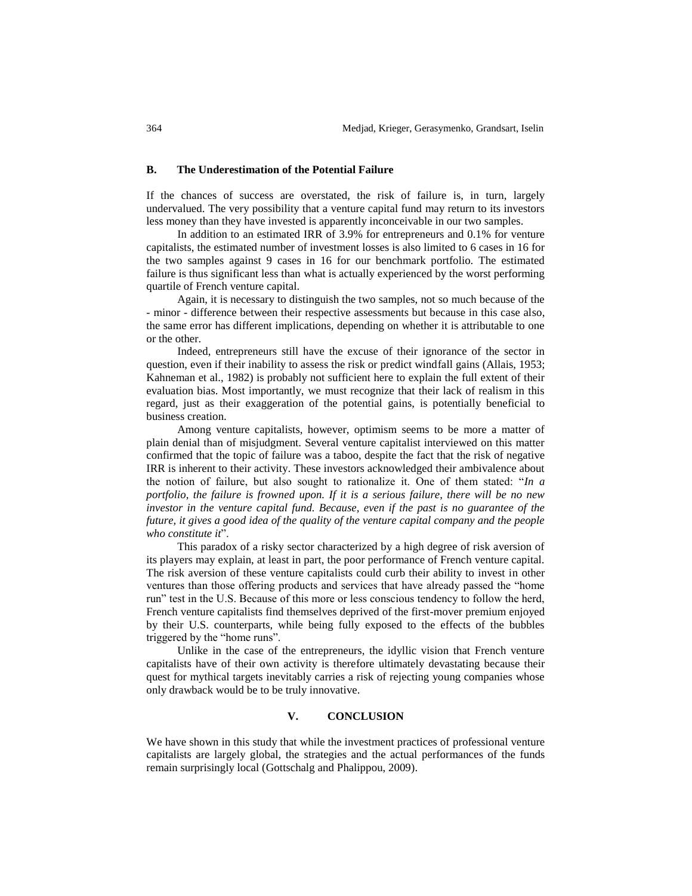### B. The Underestimation of the Potential Failure

If the chances of success are overstated, the risk of failure is, in turn, largely undervalued. The very possibility that a venture capital fund may return to its investors less money than they have invested is apparently inconceivable in our two samples.

In addition to an estimated IRR of 3.9% for entrepreneurs and 0.1% for venture capitalists, the estimated number of investment losses is also limited to 6 cases in 16 for the two samples against 9 cases in 16 for our benchmark portfolio. The estimated failure is thus significant less than what is actually experienced by the worst performing quartile of French venture capital.

Again, it is necessary to distinguish the two samples, not so much because of the - minor - difference between their respective assessments but because in this case also, the same error has different implications, depending on whether it is attributable to one or the other.

Indeed, entrepreneurs still have the excuse of their ignorance of the sector in question, even if their inability to assess the risk or predict windfall gains (Allais, 1953; Kahneman et al., 1982) is probably not sufficient here to explain the full extent of their evaluation bias. Most importantly, we must recognize that their lack of realism in this regard, just as their exaggeration of the potential gains, is potentially beneficial to business creation.

Among venture capitalists, however, optimism seems to be more a matter of plain denial than of misjudgment. Several venture capitalist interviewed on this matter confirmed that the topic of failure was a taboo, despite the fact that the risk of negative IRR is inherent to their activity. These investors acknowledged their ambivalence about the notion of failure, but also sought to rationalize it. One of them stated: "*In a portfolio, the failure is frowned upon. If it is a serious failure, there will be no new investor in the venture capital fund. Because, even if the past is no guarantee of the future, it gives a good idea of the quality of the venture capital company and the people who constitute it*".

This paradox of a risky sector characterized by a high degree of risk aversion of its players may explain, at least in part, the poor performance of French venture capital. The risk aversion of these venture capitalists could curb their ability to invest in other ventures than those offering products and services that have already passed the "home run" test in the U.S. Because of this more or less conscious tendency to follow the herd, French venture capitalists find themselves deprived of the first-mover premium enjoyed by their U.S. counterparts, while being fully exposed to the effects of the bubbles triggered by the "home runs".

Unlike in the case of the entrepreneurs, the idyllic vision that French venture capitalists have of their own activity is therefore ultimately devastating because their quest for mythical targets inevitably carries a risk of rejecting young companies whose only drawback would be to be truly innovative.

## V. CONCLUSION

We have shown in this study that while the investment practices of professional venture capitalists are largely global, the strategies and the actual performances of the funds remain surprisingly local (Gottschalg and Phalippou, 2009).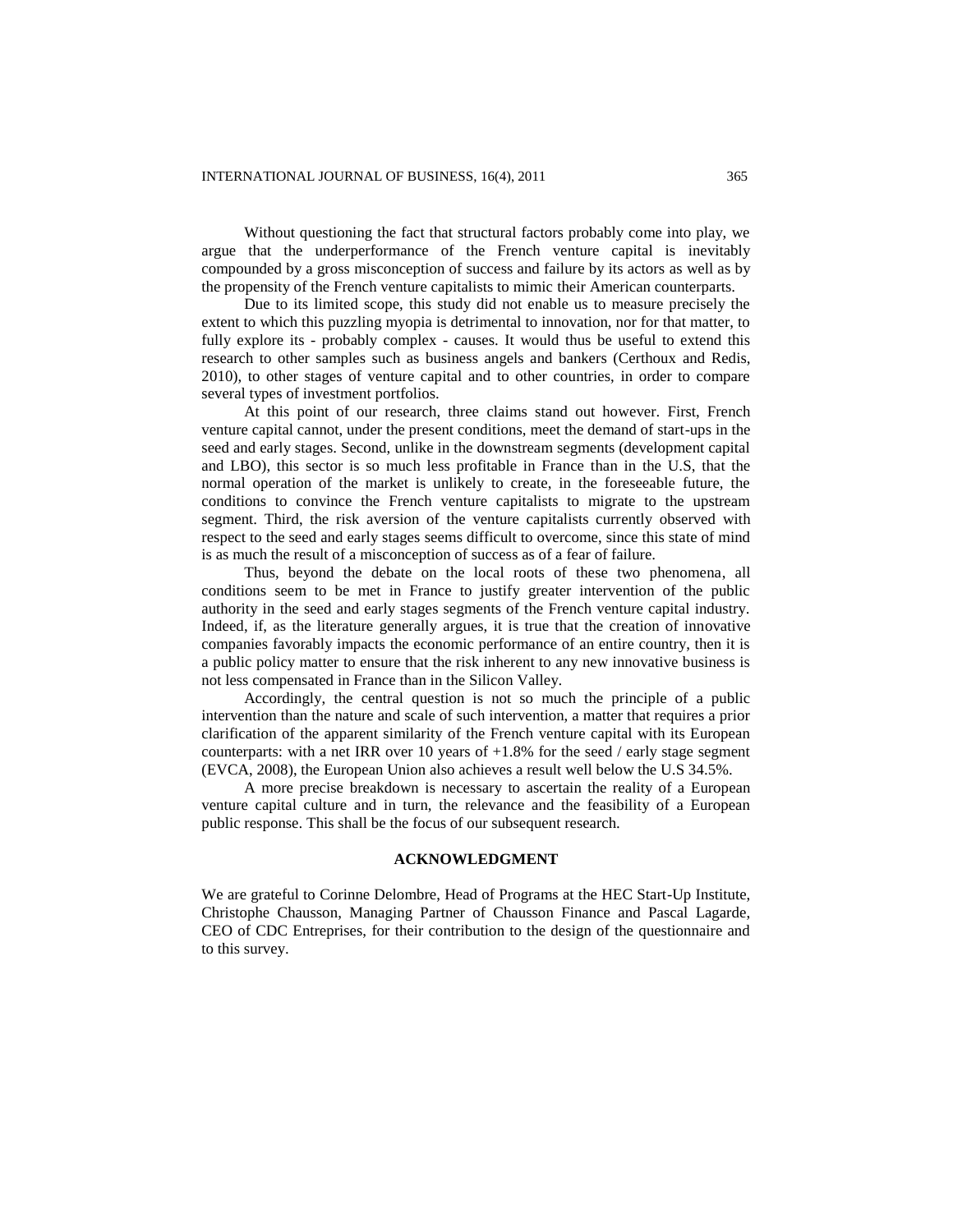Without questioning the fact that structural factors probably come into play, we argue that the underperformance of the French venture capital is inevitably compounded by a gross misconception of success and failure by its actors as well as by the propensity of the French venture capitalists to mimic their American counterparts.

Due to its limited scope, this study did not enable us to measure precisely the extent to which this puzzling myopia is detrimental to innovation, nor for that matter, to fully explore its - probably complex - causes. It would thus be useful to extend this research to other samples such as business angels and bankers (Certhoux and Redis, 2010), to other stages of venture capital and to other countries, in order to compare several types of investment portfolios.

At this point of our research, three claims stand out however. First, French venture capital cannot, under the present conditions, meet the demand of start-ups in the seed and early stages. Second, unlike in the downstream segments (development capital and LBO), this sector is so much less profitable in France than in the U.S, that the normal operation of the market is unlikely to create, in the foreseeable future, the conditions to convince the French venture capitalists to migrate to the upstream segment. Third, the risk aversion of the venture capitalists currently observed with respect to the seed and early stages seems difficult to overcome, since this state of mind is as much the result of a misconception of success as of a fear of failure.

Thus, beyond the debate on the local roots of these two phenomena, all conditions seem to be met in France to justify greater intervention of the public authority in the seed and early stages segments of the French venture capital industry. Indeed, if, as the literature generally argues, it is true that the creation of innovative companies favorably impacts the economic performance of an entire country, then it is a public policy matter to ensure that the risk inherent to any new innovative business is not less compensated in France than in the Silicon Valley.

Accordingly, the central question is not so much the principle of a public intervention than the nature and scale of such intervention, a matter that requires a prior clarification of the apparent similarity of the French venture capital with its European counterparts: with a net IRR over 10 years of +1.8% for the seed / early stage segment (EVCA, 2008), the European Union also achieves a result well below the U.S 34.5%.

A more precise breakdown is necessary to ascertain the reality of a European venture capital culture and in turn, the relevance and the feasibility of a European public response. This shall be the focus of our subsequent research.

## ACKNOWLEDGMENT

We are grateful to Corinne Delombre, Head of Programs at the HEC Start-Up Institute, Christophe Chausson, Managing Partner of Chausson Finance and Pascal Lagarde, CEO of CDC Entreprises, for their contribution to the design of the questionnaire and to this survey.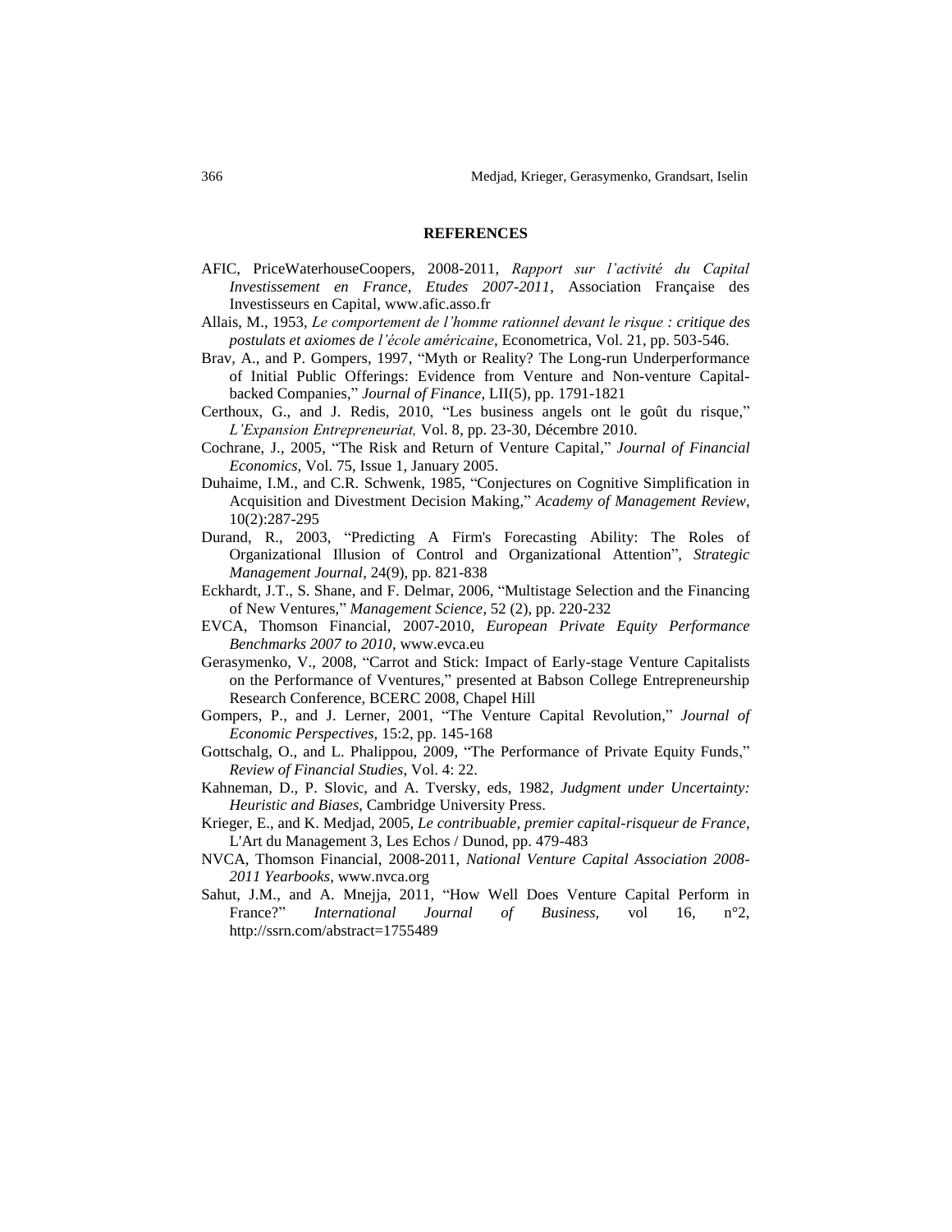## REFERENCES

AFIC, PriceWaterhouseCoopers, 2008-2011, *Rapport sur l'activité du Capital Investissement en France, Etudes 2007-2011*, Association Française des Investisseurs en Capital, www.afic.asso.fr

Allais, M., 1953, *Le comportement de l'homme rationnel devant le risque : critique des postulats et axiomes de l'école américaine*, Econometrica, Vol. 21, pp. 503-546.

Brav, A., and P. Gompers, 1997, "Myth or Reality? The Long-run Underperformance of Initial Public Offerings: Evidence from Venture and Non-venture Capital-backed Companies," *Journal of Finance*, LII(5), pp. 1791-1821

Certhoux, G., and J. Redis, 2010, "Les business angels ont le goût du risque," *L'Expansion Entrepreneuriat,* Vol. 8, pp. 23-30, Décembre 2010.

Cochrane, J., 2005, "The Risk and Return of Venture Capital," *Journal of Financial Economics,* Vol. 75, Issue 1, January 2005.

Duhaime, I.M., and C.R. Schwenk, 1985, "Conjectures on Cognitive Simplification in Acquisition and Divestment Decision Making," *Academy of Management Review*, 10(2):287-295

Durand, R., 2003, "Predicting A Firm's Forecasting Ability: The Roles of Organizational Illusion of Control and Organizational Attention", *Strategic Management Journal*, 24(9), pp. 821-838

Eckhardt, J.T., S. Shane, and F. Delmar, 2006, "Multistage Selection and the Financing of New Ventures," *Management Science,* 52 (2), pp. 220-232

EVCA, Thomson Financial, 2007-2010, *European Private Equity Performance Benchmarks 2007 to 2010*, www.evca.eu

Gerasymenko, V., 2008, "Carrot and Stick: Impact of Early-stage Venture Capitalists on the Performance of Vventures," presented at Babson College Entrepreneurship Research Conference, BCERC 2008, Chapel Hill

Gompers, P., and J. Lerner, 2001, "The Venture Capital Revolution," *Journal of Economic Perspectives,* 15:2, pp. 145-168

Gottschalg, O., and L. Phalippou, 2009, "The Performance of Private Equity Funds," *Review of Financial Studies*, Vol. 4: 22.

Kahneman, D., P. Slovic, and A. Tversky, eds, 1982, *Judgment under Uncertainty: Heuristic and Biases*, Cambridge University Press.

Krieger, E., and K. Medjad, 2005, *Le contribuable, premier capital-risqueur de France*, L'Art du Management 3, Les Echos / Dunod, pp. 479-483

NVCA, Thomson Financial, 2008-2011, *National Venture Capital Association 2008-2011 Yearbooks*, www.nvca.org

Sahut, J.M., and A. Mnejja, 2011, "How Well Does Venture Capital Perform in France?" *International Journal of Business,* vol 16, n°2, http://ssrn.com/abstract=1755489